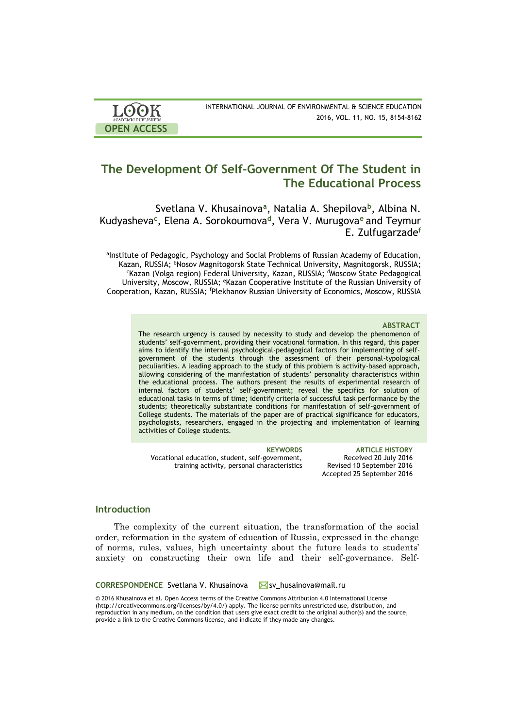# The Development Of Self-Government Of The Student in The Educational Process

Svetlana V. Khusainova[a], Natalia A. Shepilova[b], Albina N. Kudyasheva[c], Elena A. Sorokoumova[d], Vera V. Murugova[e] and Teymur E. Zulfugarzade[f]

[a]Institute of Pedagogic, Psychology and Social Problems of Russian Academy of Education, Kazan, RUSSIA; [b]Nosov Magnitogorsk State Technical University, Magnitogorsk, RUSSIA; [c]Kazan (Volga region) Federal University, Kazan, RUSSIA; [d]Moscow State Pedagogical University, Moscow, RUSSIA; [e]Kazan Cooperative Institute of the Russian University of Cooperation, Kazan, RUSSIA; [f]Plekhanov Russian University of Economics, Moscow, RUSSIA

### ABSTRACT

The research urgency is caused by necessity to study and develop the phenomenon of students' self-government, providing their vocational formation. In this regard, this paper aims to identify the internal psychological-pedagogical factors for implementing of self-government of the students through the assessment of their personal-typological peculiarities. A leading approach to the study of this problem is activity-based approach, allowing considering of the manifestation of students' personality characteristics within the educational process. The authors present the results of experimental research of internal factors of students' self-government; reveal the specifics for solution of educational tasks in terms of time; identify criteria of successful task performance by the students; theoretically substantiate conditions for manifestation of self-government of College students. The materials of the paper are of practical significance for educators, psychologists, researchers, engaged in the projecting and implementation of learning activities of College students.

**KEYWORDS**
Vocational education, student, self-government, training activity, personal characteristics

**ARTICLE HISTORY**
Received 20 July 2016
Revised 10 September 2016
Accepted 25 September 2016

## Introduction

The complexity of the current situation, the transformation of the social order, reformation in the system of education of Russia, expressed in the change of norms, rules, values, high uncertainty about the future leads to students' anxiety on constructing their own life and their self-governance. Self-

**CORRESPONDENCE** Svetlana V. Khusainova sv_husainova@mail.ru

© 2016 Khusainova et al. Open Access terms of the Creative Commons Attribution 4.0 International License (http://creativecommons.org/licenses/by/4.0/) apply. The license permits unrestricted use, distribution, and reproduction in any medium, on the condition that users give exact credit to the original author(s) and the source, provide a link to the Creative Commons license, and indicate if they made any changes.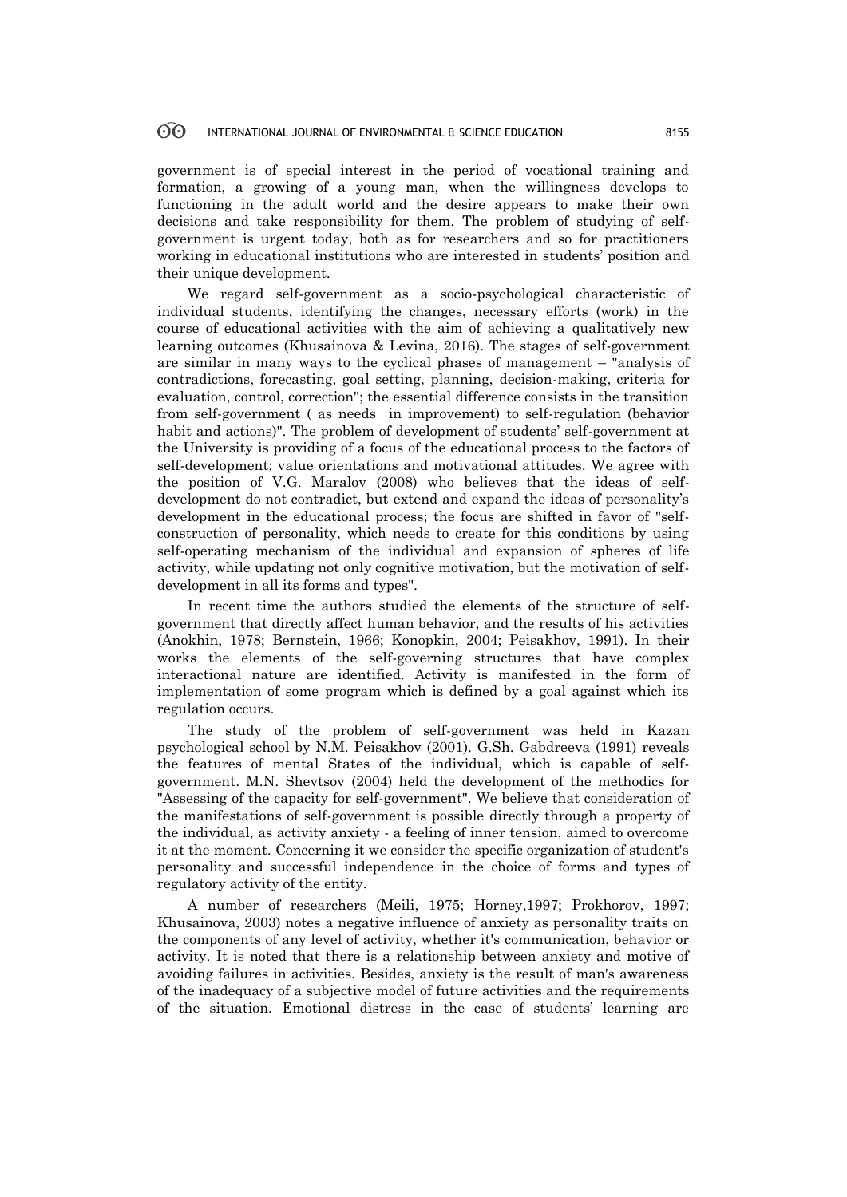government is of special interest in the period of vocational training and formation, a growing of a young man, when the willingness develops to functioning in the adult world and the desire appears to make their own decisions and take responsibility for them. The problem of studying of self-government is urgent today, both as for researchers and so for practitioners working in educational institutions who are interested in students' position and their unique development.

We regard self-government as a socio-psychological characteristic of individual students, identifying the changes, necessary efforts (work) in the course of educational activities with the aim of achieving a qualitatively new learning outcomes (Khusainova & Levina, 2016). The stages of self-government are similar in many ways to the cyclical phases of management – "analysis of contradictions, forecasting, goal setting, planning, decision-making, criteria for evaluation, control, correction"; the essential difference consists in the transition from self-government ( as needs in improvement) to self-regulation (behavior habit and actions)". The problem of development of students' self-government at the University is providing of a focus of the educational process to the factors of self-development: value orientations and motivational attitudes. We agree with the position of V.G. Maralov (2008) who believes that the ideas of self-development do not contradict, but extend and expand the ideas of personality's development in the educational process; the focus are shifted in favor of "self-construction of personality, which needs to create for this conditions by using self-operating mechanism of the individual and expansion of spheres of life activity, while updating not only cognitive motivation, but the motivation of self-development in all its forms and types".

In recent time the authors studied the elements of the structure of self-government that directly affect human behavior, and the results of his activities (Anokhin, 1978; Bernstein, 1966; Konopkin, 2004; Peisakhov, 1991). In their works the elements of the self-governing structures that have complex interactional nature are identified. Activity is manifested in the form of implementation of some program which is defined by a goal against which its regulation occurs.

The study of the problem of self-government was held in Kazan psychological school by N.M. Peisakhov (2001). G.Sh. Gabdreeva (1991) reveals the features of mental States of the individual, which is capable of self-government. M.N. Shevtsov (2004) held the development of the methodics for "Assessing of the capacity for self-government". We believe that consideration of the manifestations of self-government is possible directly through a property of the individual, as activity anxiety - a feeling of inner tension, aimed to overcome it at the moment. Concerning it we consider the specific organization of student's personality and successful independence in the choice of forms and types of regulatory activity of the entity.

A number of researchers (Meili, 1975; Horney,1997; Prokhorov, 1997; Khusainova, 2003) notes a negative influence of anxiety as personality traits on the components of any level of activity, whether it's communication, behavior or activity. It is noted that there is a relationship between anxiety and motive of avoiding failures in activities. Besides, anxiety is the result of man's awareness of the inadequacy of a subjective model of future activities and the requirements of the situation. Emotional distress in the case of students' learning are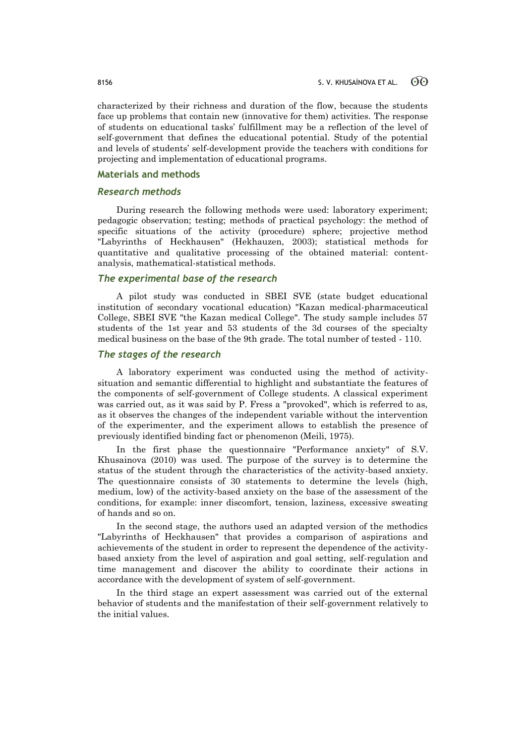characterized by their richness and duration of the flow, because the students face up problems that contain new (innovative for them) activities. The response of students on educational tasks' fulfillment may be a reflection of the level of self-government that defines the educational potential. Study of the potential and levels of students' self-development provide the teachers with conditions for projecting and implementation of educational programs.

## Materials and methods

### *Research methods*

During research the following methods were used: laboratory experiment; pedagogic observation; testing; methods of practical psychology: the method of specific situations of the activity (procedure) sphere; projective method "Labyrinths of Heckhausen" (Hekhauzen, 2003); statistical methods for quantitative and qualitative processing of the obtained material: content-analysis, mathematical-statistical methods.

### *The experimental base of the research*

A pilot study was conducted in SBEI SVE (state budget educational institution of secondary vocational education) "Kazan medical-pharmaceutical College, SBEI SVE "the Kazan medical College". The study sample includes 57 students of the 1st year and 53 students of the 3d courses of the specialty medical business on the base of the 9th grade. The total number of tested - 110.

### *The stages of the research*

A laboratory experiment was conducted using the method of activity-situation and semantic differential to highlight and substantiate the features of the components of self-government of College students. A classical experiment was carried out, as it was said by P. Fress a "provoked", which is referred to as, as it observes the changes of the independent variable without the intervention of the experimenter, and the experiment allows to establish the presence of previously identified binding fact or phenomenon (Meili, 1975).

In the first phase the questionnaire "Performance anxiety" of S.V. Khusainova (2010) was used. The purpose of the survey is to determine the status of the student through the characteristics of the activity-based anxiety. The questionnaire consists of 30 statements to determine the levels (high, medium, low) of the activity-based anxiety on the base of the assessment of the conditions, for example: inner discomfort, tension, laziness, excessive sweating of hands and so on.

In the second stage, the authors used an adapted version of the methodics "Labyrinths of Heckhausen" that provides a comparison of aspirations and achievements of the student in order to represent the dependence of the activity-based anxiety from the level of aspiration and goal setting, self-regulation and time management and discover the ability to coordinate their actions in accordance with the development of system of self-government.

In the third stage an expert assessment was carried out of the external behavior of students and the manifestation of their self-government relatively to the initial values.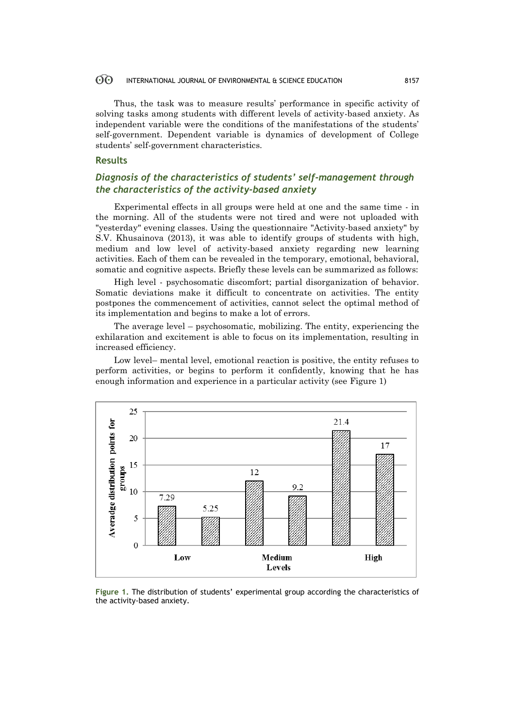Thus, the task was to measure results' performance in specific activity of solving tasks among students with different levels of activity-based anxiety. As independent variable were the conditions of the manifestations of the students' self-government. Dependent variable is dynamics of development of College students' self-government characteristics.

## Results

### *Diagnosis of the characteristics of students' self-management through the characteristics of the activity-based anxiety*

Experimental effects in all groups were held at one and the same time - in the morning. All of the students were not tired and were not uploaded with "yesterday" evening classes. Using the questionnaire "Activity-based anxiety" by S.V. Khusainova (2013), it was able to identify groups of students with high, medium and low level of activity-based anxiety regarding new learning activities. Each of them can be revealed in the temporary, emotional, behavioral, somatic and cognitive aspects. Briefly these levels can be summarized as follows:

High level - psychosomatic discomfort; partial disorganization of behavior. Somatic deviations make it difficult to concentrate on activities. The entity postpones the commencement of activities, cannot select the optimal method of its implementation and begins to make a lot of errors.

The average level – psychosomatic, mobilizing. The entity, experiencing the exhilaration and excitement is able to focus on its implementation, resulting in increased efficiency.

Low level– mental level, emotional reaction is positive, the entity refuses to perform activities, or begins to perform it confidently, knowing that he has enough information and experience in a particular activity (see Figure 1)

**Figure 1.** The distribution of students' experimental group according the characteristics of the activity-based anxiety.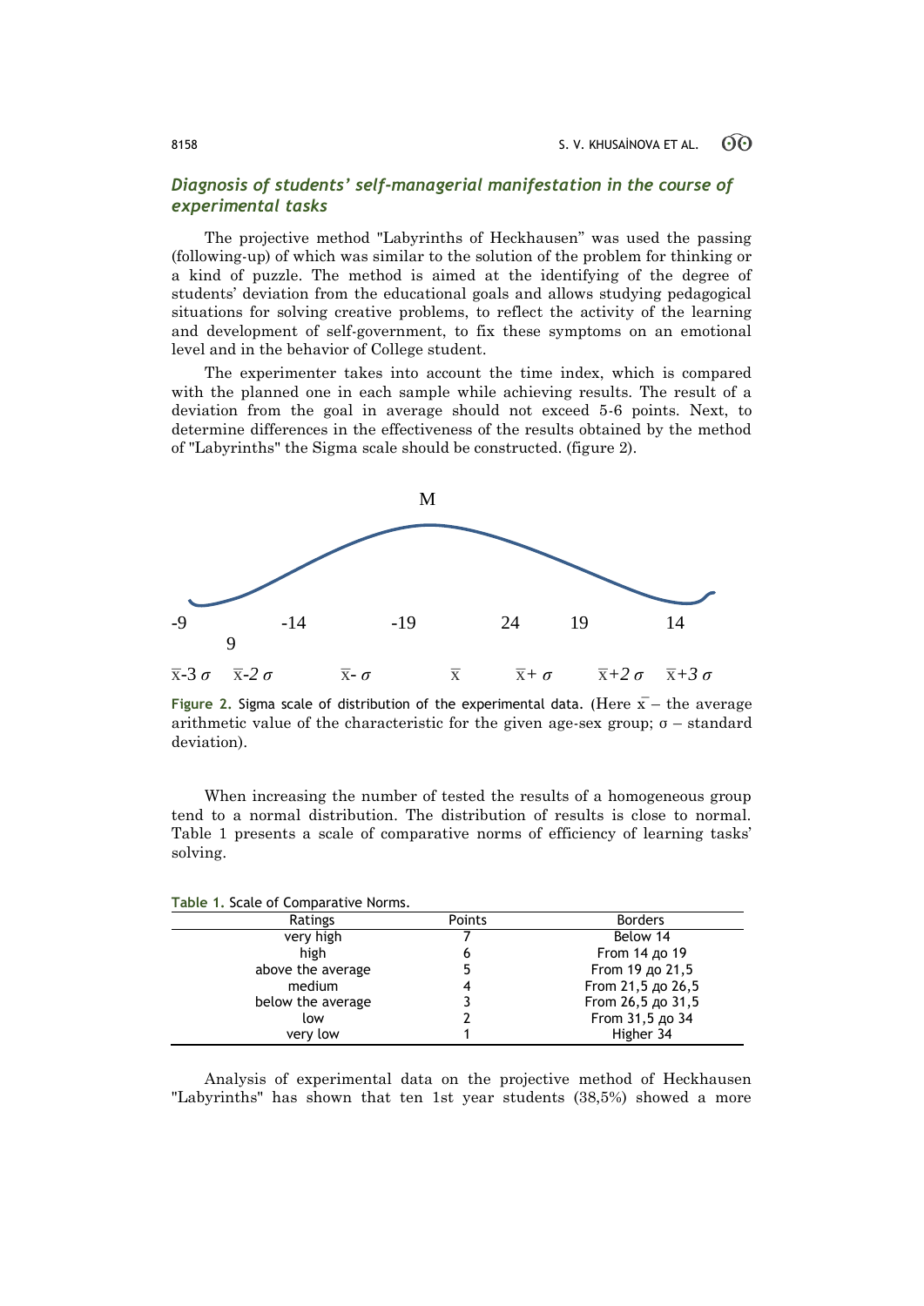### *Diagnosis of students' self-managerial manifestation in the course of experimental tasks*

The projective method "Labyrinths of Heckhausen" was used the passing (following-up) of which was similar to the solution of the problem for thinking or a kind of puzzle. The method is aimed at the identifying of the degree of students' deviation from the educational goals and allows studying pedagogical situations for solving creative problems, to reflect the activity of the learning and development of self-government, to fix these symptoms on an emotional level and in the behavior of College student.

The experimenter takes into account the time index, which is compared with the planned one in each sample while achieving results. The result of a deviation from the goal in average should not exceed 5-6 points. Next, to determine differences in the effectiveness of the results obtained by the method of "Labyrinths" the Sigma scale should be constructed. (figure 2).

M

-9 9 -14 -19 24 19 14

$\bar{x}-3\sigma$ $\bar{x}-2\sigma$ $\bar{x}-\sigma$ $\bar{x}$ $\bar{x}+\sigma$ $\bar{x}+2\sigma$ $\bar{x}+3\sigma$

**Figure 2.** Sigma scale of distribution of the experimental data. (Here $\bar{x}$ – the average arithmetic value of the characteristic for the given age-sex group; σ – standard deviation).

When increasing the number of tested the results of a homogeneous group tend to a normal distribution. The distribution of results is close to normal. Table 1 presents a scale of comparative norms of efficiency of learning tasks' solving.

**Table 1.** Scale of Comparative Norms.

| Ratings | Points | Borders |
|---|---|---|
| very high | 7 | Below 14 |
| high | 6 | From 14 до 19 |
| above the average | 5 | From 19 до 21,5 |
| medium | 4 | From 21,5 до 26,5 |
| below the average | 3 | From 26,5 до 31,5 |
| low | 2 | From 31,5 до 34 |
| very low | 1 | Higher 34 |

Analysis of experimental data on the projective method of Heckhausen "Labyrinths" has shown that ten 1st year students (38,5%) showed a more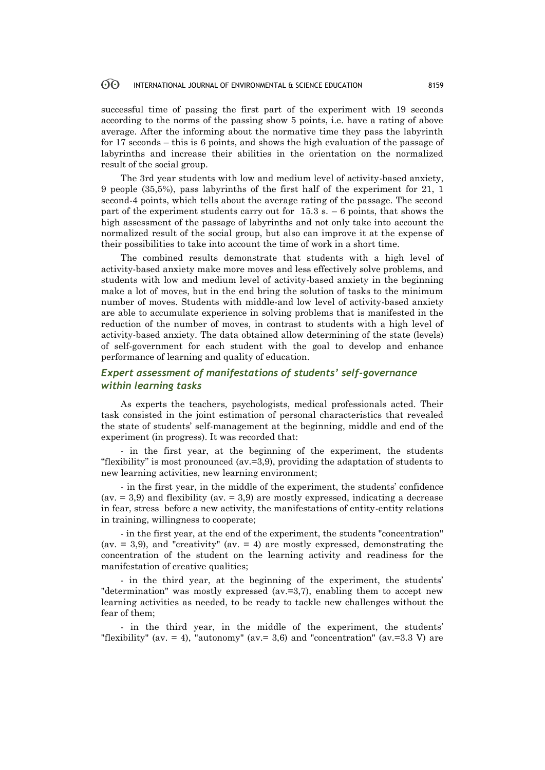successful time of passing the first part of the experiment with 19 seconds according to the norms of the passing show 5 points, i.e. have a rating of above average. After the informing about the normative time they pass the labyrinth for 17 seconds – this is 6 points, and shows the high evaluation of the passage of labyrinths and increase their abilities in the orientation on the normalized result of the social group.

The 3rd year students with low and medium level of activity-based anxiety, 9 people (35,5%), pass labyrinths of the first half of the experiment for 21, 1 second-4 points, which tells about the average rating of the passage. The second part of the experiment students carry out for 15.3 s. – 6 points, that shows the high assessment of the passage of labyrinths and not only take into account the normalized result of the social group, but also can improve it at the expense of their possibilities to take into account the time of work in a short time.

The combined results demonstrate that students with a high level of activity-based anxiety make more moves and less effectively solve problems, and students with low and medium level of activity-based anxiety in the beginning make a lot of moves, but in the end bring the solution of tasks to the minimum number of moves. Students with middle-and low level of activity-based anxiety are able to accumulate experience in solving problems that is manifested in the reduction of the number of moves, in contrast to students with a high level of activity-based anxiety. The data obtained allow determining of the state (levels) of self-government for each student with the goal to develop and enhance performance of learning and quality of education.

### *Expert assessment of manifestations of students' self-governance within learning tasks*

As experts the teachers, psychologists, medical professionals acted. Their task consisted in the joint estimation of personal characteristics that revealed the state of students' self-management at the beginning, middle and end of the experiment (in progress). It was recorded that:

- in the first year, at the beginning of the experiment, the students "flexibility" is most pronounced (av.=3,9), providing the adaptation of students to new learning activities, new learning environment;

- in the first year, in the middle of the experiment, the students' confidence (av. = 3,9) and flexibility (av. = 3,9) are mostly expressed, indicating a decrease in fear, stress before a new activity, the manifestations of entity-entity relations in training, willingness to cooperate;

- in the first year, at the end of the experiment, the students "concentration" (av. = 3,9), and "creativity" (av. = 4) are mostly expressed, demonstrating the concentration of the student on the learning activity and readiness for the manifestation of creative qualities;

- in the third year, at the beginning of the experiment, the students' "determination" was mostly expressed (av.=3,7), enabling them to accept new learning activities as needed, to be ready to tackle new challenges without the fear of them;

- in the third year, in the middle of the experiment, the students' "flexibility" (av. = 4), "autonomy" (av.= 3,6) and "concentration" (av.=3.3 V) are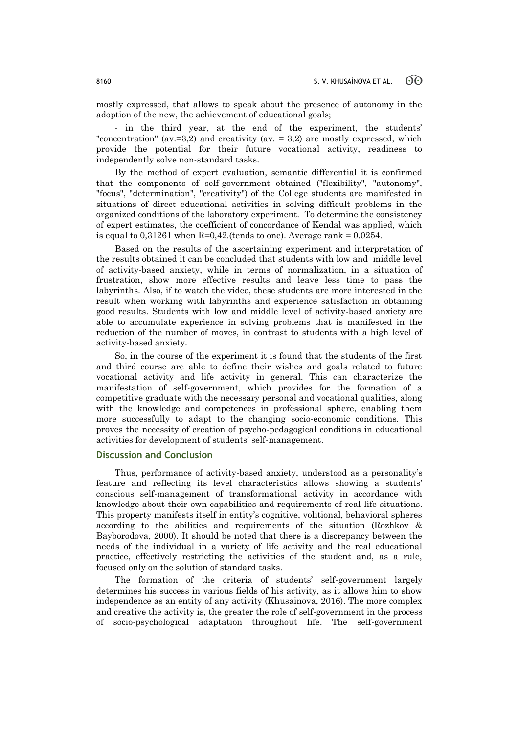mostly expressed, that allows to speak about the presence of autonomy in the adoption of the new, the achievement of educational goals;

- in the third year, at the end of the experiment, the students' "concentration" (av.=3,2) and creativity (av. = 3,2) are mostly expressed, which provide the potential for their future vocational activity, readiness to independently solve non-standard tasks.

By the method of expert evaluation, semantic differential it is confirmed that the components of self-government obtained ("flexibility", "autonomy", "focus", "determination", "creativity") of the College students are manifested in situations of direct educational activities in solving difficult problems in the organized conditions of the laboratory experiment. To determine the consistency of expert estimates, the coefficient of concordance of Kendal was applied, which is equal to 0,31261 when R=0,42.(tends to one). Average rank = 0.0254.

Based on the results of the ascertaining experiment and interpretation of the results obtained it can be concluded that students with low and middle level of activity-based anxiety, while in terms of normalization, in a situation of frustration, show more effective results and leave less time to pass the labyrinths. Also, if to watch the video, these students are more interested in the result when working with labyrinths and experience satisfaction in obtaining good results. Students with low and middle level of activity-based anxiety are able to accumulate experience in solving problems that is manifested in the reduction of the number of moves, in contrast to students with a high level of activity-based anxiety.

So, in the course of the experiment it is found that the students of the first and third course are able to define their wishes and goals related to future vocational activity and life activity in general. This can characterize the manifestation of self-government, which provides for the formation of a competitive graduate with the necessary personal and vocational qualities, along with the knowledge and competences in professional sphere, enabling them more successfully to adapt to the changing socio-economic conditions. This proves the necessity of creation of psycho-pedagogical conditions in educational activities for development of students' self-management.

## Discussion and Conclusion

Thus, performance of activity-based anxiety, understood as a personality's feature and reflecting its level characteristics allows showing a students' conscious self-management of transformational activity in accordance with knowledge about their own capabilities and requirements of real-life situations. This property manifests itself in entity's cognitive, volitional, behavioral spheres according to the abilities and requirements of the situation (Rozhkov & Bayborodova, 2000). It should be noted that there is a discrepancy between the needs of the individual in a variety of life activity and the real educational practice, effectively restricting the activities of the student and, as a rule, focused only on the solution of standard tasks.

The formation of the criteria of students' self-government largely determines his success in various fields of his activity, as it allows him to show independence as an entity of any activity (Khusainova, 2016). The more complex and creative the activity is, the greater the role of self-government in the process of socio-psychological adaptation throughout life. The self-government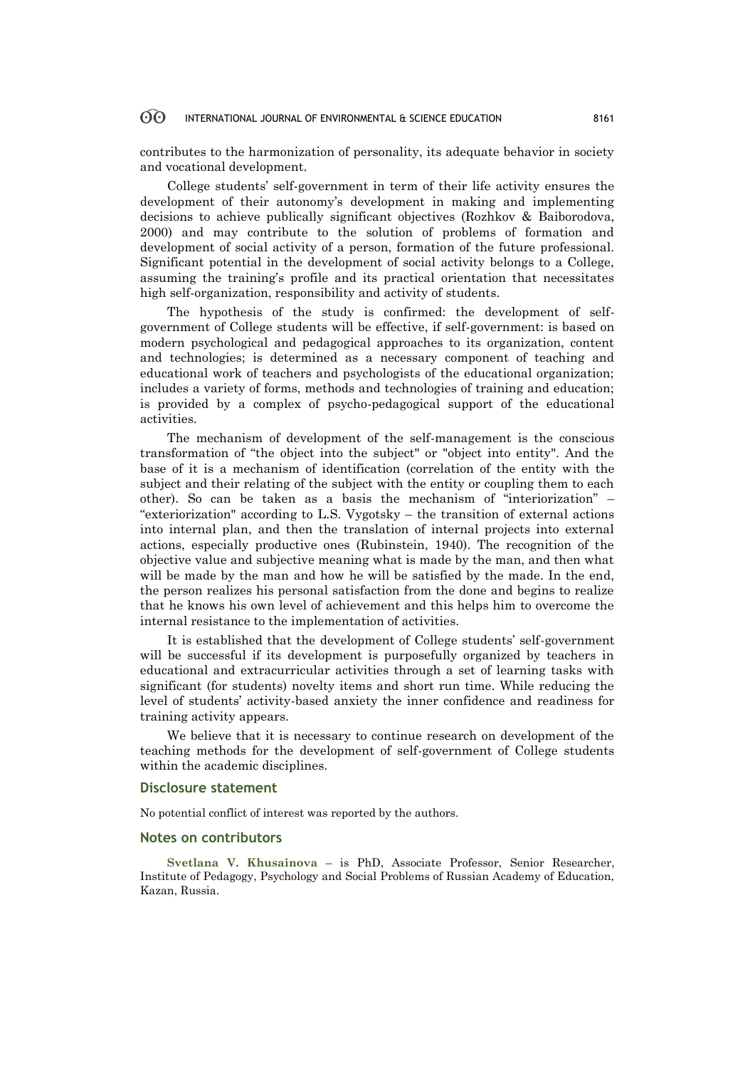contributes to the harmonization of personality, its adequate behavior in society and vocational development.

College students' self-government in term of their life activity ensures the development of their autonomy's development in making and implementing decisions to achieve publically significant objectives (Rozhkov & Baiborodova, 2000) and may contribute to the solution of problems of formation and development of social activity of a person, formation of the future professional. Significant potential in the development of social activity belongs to a College, assuming the training's profile and its practical orientation that necessitates high self-organization, responsibility and activity of students.

The hypothesis of the study is confirmed: the development of self-government of College students will be effective, if self-government: is based on modern psychological and pedagogical approaches to its organization, content and technologies; is determined as a necessary component of teaching and educational work of teachers and psychologists of the educational organization; includes a variety of forms, methods and technologies of training and education; is provided by a complex of psycho-pedagogical support of the educational activities.

The mechanism of development of the self-management is the conscious transformation of "the object into the subject" or "object into entity". And the base of it is a mechanism of identification (correlation of the entity with the subject and their relating of the subject with the entity or coupling them to each other). So can be taken as a basis the mechanism of "interiorization" – "exteriorization" according to L.S. Vygotsky – the transition of external actions into internal plan, and then the translation of internal projects into external actions, especially productive ones (Rubinstein, 1940). The recognition of the objective value and subjective meaning what is made by the man, and then what will be made by the man and how he will be satisfied by the made. In the end, the person realizes his personal satisfaction from the done and begins to realize that he knows his own level of achievement and this helps him to overcome the internal resistance to the implementation of activities.

It is established that the development of College students' self-government will be successful if its development is purposefully organized by teachers in educational and extracurricular activities through a set of learning tasks with significant (for students) novelty items and short run time. While reducing the level of students' activity-based anxiety the inner confidence and readiness for training activity appears.

We believe that it is necessary to continue research on development of the teaching methods for the development of self-government of College students within the academic disciplines.

## Disclosure statement

No potential conflict of interest was reported by the authors.

## Notes on contributors

**Svetlana V. Khusainova** – is PhD, Associate Professor, Senior Researcher, Institute of Pedagogy, Psychology and Social Problems of Russian Academy of Education, Kazan, Russia.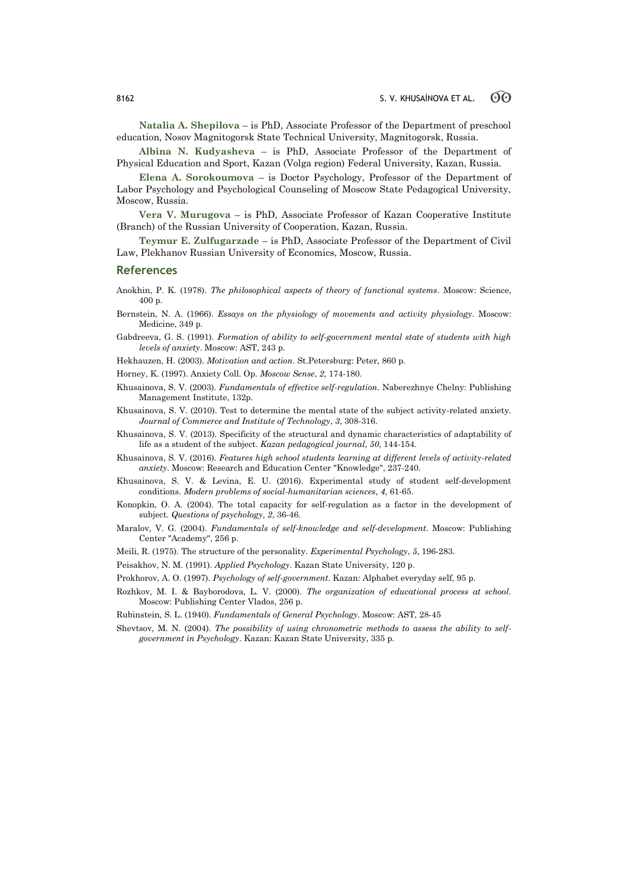**Natalia A. Shepilova** – is PhD, Associate Professor of the Department of preschool education, Nosov Magnitogorsk State Technical University, Magnitogorsk, Russia.

**Albina N. Kudyasheva** – is PhD, Associate Professor of the Department of Physical Education and Sport, Kazan (Volga region) Federal University, Kazan, Russia.

**Elena A. Sorokoumova** – is Doctor Psychology, Professor of the Department of Labor Psychology and Psychological Counseling of Moscow State Pedagogical University, Moscow, Russia.

**Vera V. Murugova** – is PhD, Associate Professor of Kazan Cooperative Institute (Branch) of the Russian University of Cooperation, Kazan, Russia.

**Teymur E. Zulfugarzade** – is PhD, Associate Professor of the Department of Civil Law, Plekhanov Russian University of Economics, Moscow, Russia.

## References

Anokhin, P. K. (1978). *The philosophical aspects of theory of functional systems*. Moscow: Science, 400 p.

Bernstein, N. A. (1966). *Essays on the physiology of movements and activity physiology*. Moscow: Medicine, 349 p.

Gabdreeva, G. S. (1991). *Formation of ability to self-government mental state of students with high levels of anxiety*. Moscow: AST, 243 p.

Hekhauzen, H. (2003). *Motivation and action*. St.Petersburg: Peter, 860 p.

Horney, K. (1997). Anxiety Coll. Op. *Moscow Sense*, *2*, 174-180.

Khusainova, S. V. (2003). *Fundamentals of effective self-regulation*. Naberezhnye Chelny: Publishing Management Institute, 132p.

Khusainova, S. V. (2010). Test to determine the mental state of the subject activity-related anxiety. *Journal of Commerce and Institute of Technology*, *3*, 308-316.

Khusainova, S. V. (2013). Specificity of the structural and dynamic characteristics of adaptability of life as a student of the subject. *Kazan pedagogical journal*, *50*, 144-154.

Khusainova, S. V. (2016). *Features high school students learning at different levels of activity-related anxiety*. Moscow: Research and Education Center "Knowledge", 237-240.

Khusainova, S. V. & Levina, E. U. (2016). Experimental study of student self-development conditions. *Modern problems of social-humanitarian sciences*, *4*, 61-65.

Konopkin, O. A. (2004). The total capacity for self-regulation as a factor in the development of subject. *Questions of psychology*, *2*, 36-46.

Maralov, V. G. (2004). *Fundamentals of self-knowledge and self-development*. Moscow: Publishing Center "Academy", 256 p.

Meili, R. (1975). The structure of the personality. *Experimental Psychology*, *5*, 196-283.

Peisakhov, N. M. (1991). *Applied Psychology*. Kazan State University, 120 p.

Prokhorov, A. O. (1997). *Psychology of self-government*. Kazan: Alphabet everyday self, 95 p.

Rozhkov, M. I. & Bayborodova, L. V. (2000). *The organization of educational process at school*. Moscow: Publishing Center Vlados, 256 p.

Rubinstein, S. L. (1940). *Fundamentals of General Psychology*. Moscow: AST, 28-45

Shevtsov, M. N. (2004). *The possibility of using chronometric methods to assess the ability to self-government in Psychology*. Kazan: Kazan State University, 335 p.